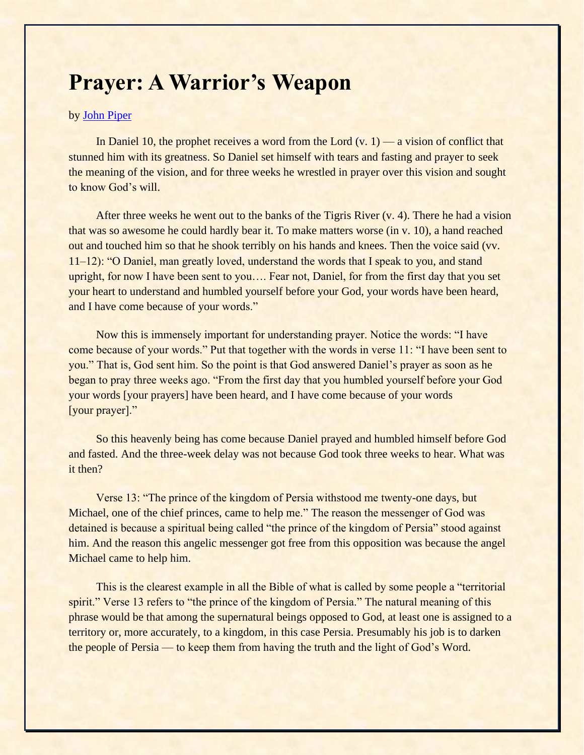# Prayer: A Warrior's Weapon

by John Piper

In Daniel 10, the prophet receives a word from the Lord (v. 1) — a vision of conflict that stunned him with its greatness. So Daniel set himself with tears and fasting and prayer to seek the meaning of the vision, and for three weeks he wrestled in prayer over this vision and sought to know God's will.

After three weeks he went out to the banks of the Tigris River (v. 4). There he had a vision that was so awesome he could hardly bear it. To make matters worse (in v. 10), a hand reached out and touched him so that he shook terribly on his hands and knees. Then the voice said (vv. 11–12): "O Daniel, man greatly loved, understand the words that I speak to you, and stand upright, for now I have been sent to you…. Fear not, Daniel, for from the first day that you set your heart to understand and humbled yourself before your God, your words have been heard, and I have come because of your words."

Now this is immensely important for understanding prayer. Notice the words: "I have come because of your words." Put that together with the words in verse 11: "I have been sent to you." That is, God sent him. So the point is that God answered Daniel's prayer as soon as he began to pray three weeks ago. "From the first day that you humbled yourself before your God your words [your prayers] have been heard, and I have come because of your words [your prayer]."

So this heavenly being has come because Daniel prayed and humbled himself before God and fasted. And the three-week delay was not because God took three weeks to hear. What was it then?

Verse 13: "The prince of the kingdom of Persia withstood me twenty-one days, but Michael, one of the chief princes, came to help me." The reason the messenger of God was detained is because a spiritual being called "the prince of the kingdom of Persia" stood against him. And the reason this angelic messenger got free from this opposition was because the angel Michael came to help him.

This is the clearest example in all the Bible of what is called by some people a "territorial spirit." Verse 13 refers to "the prince of the kingdom of Persia." The natural meaning of this phrase would be that among the supernatural beings opposed to God, at least one is assigned to a territory or, more accurately, to a kingdom, in this case Persia. Presumably his job is to darken the people of Persia — to keep them from having the truth and the light of God's Word.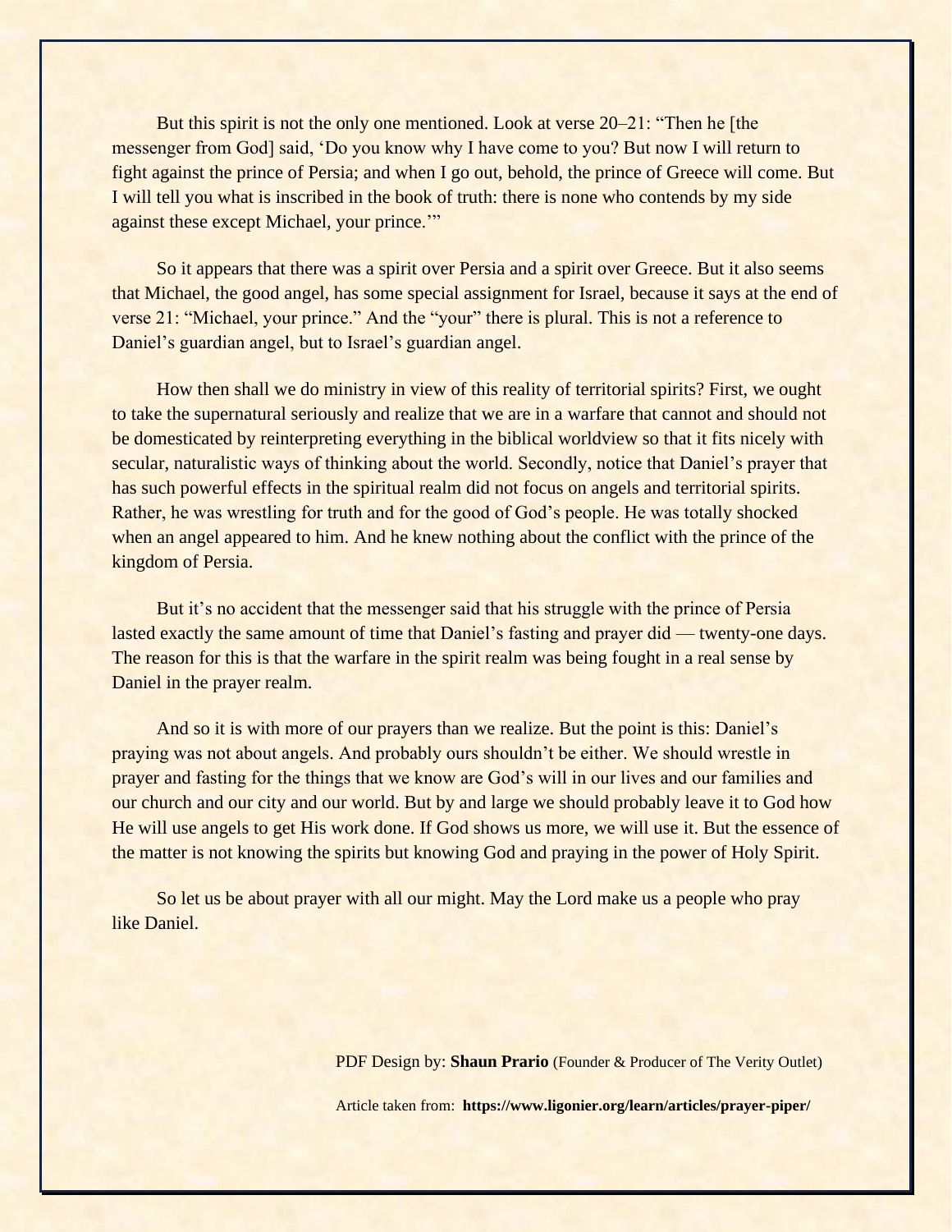But this spirit is not the only one mentioned. Look at verse 20–21: "Then he [the messenger from God] said, 'Do you know why I have come to you? But now I will return to fight against the prince of Persia; and when I go out, behold, the prince of Greece will come. But I will tell you what is inscribed in the book of truth: there is none who contends by my side against these except Michael, your prince.'"

So it appears that there was a spirit over Persia and a spirit over Greece. But it also seems that Michael, the good angel, has some special assignment for Israel, because it says at the end of verse 21: "Michael, your prince." And the "your" there is plural. This is not a reference to Daniel's guardian angel, but to Israel's guardian angel.

How then shall we do ministry in view of this reality of territorial spirits? First, we ought to take the supernatural seriously and realize that we are in a warfare that cannot and should not be domesticated by reinterpreting everything in the biblical worldview so that it fits nicely with secular, naturalistic ways of thinking about the world. Secondly, notice that Daniel's prayer that has such powerful effects in the spiritual realm did not focus on angels and territorial spirits. Rather, he was wrestling for truth and for the good of God's people. He was totally shocked when an angel appeared to him. And he knew nothing about the conflict with the prince of the kingdom of Persia.

But it's no accident that the messenger said that his struggle with the prince of Persia lasted exactly the same amount of time that Daniel's fasting and prayer did — twenty-one days. The reason for this is that the warfare in the spirit realm was being fought in a real sense by Daniel in the prayer realm.

And so it is with more of our prayers than we realize. But the point is this: Daniel's praying was not about angels. And probably ours shouldn't be either. We should wrestle in prayer and fasting for the things that we know are God's will in our lives and our families and our church and our city and our world. But by and large we should probably leave it to God how He will use angels to get His work done. If God shows us more, we will use it. But the essence of the matter is not knowing the spirits but knowing God and praying in the power of Holy Spirit.

So let us be about prayer with all our might. May the Lord make us a people who pray like Daniel.

PDF Design by: **Shaun Prario** (Founder & Producer of The Verity Outlet)

Article taken from: **https://www.ligonier.org/learn/articles/prayer-piper/**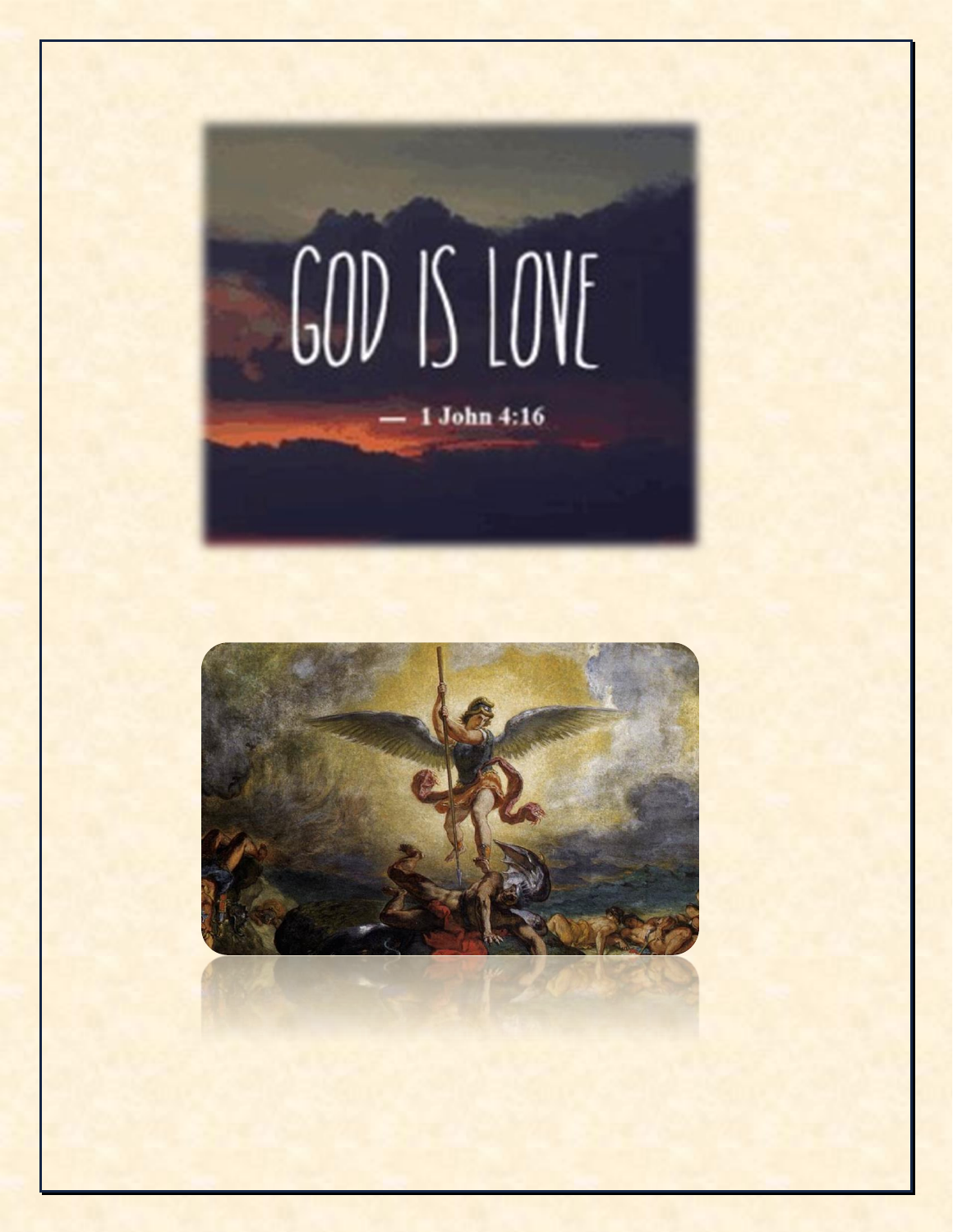GOD IS LOVE

— 1 John 4:16